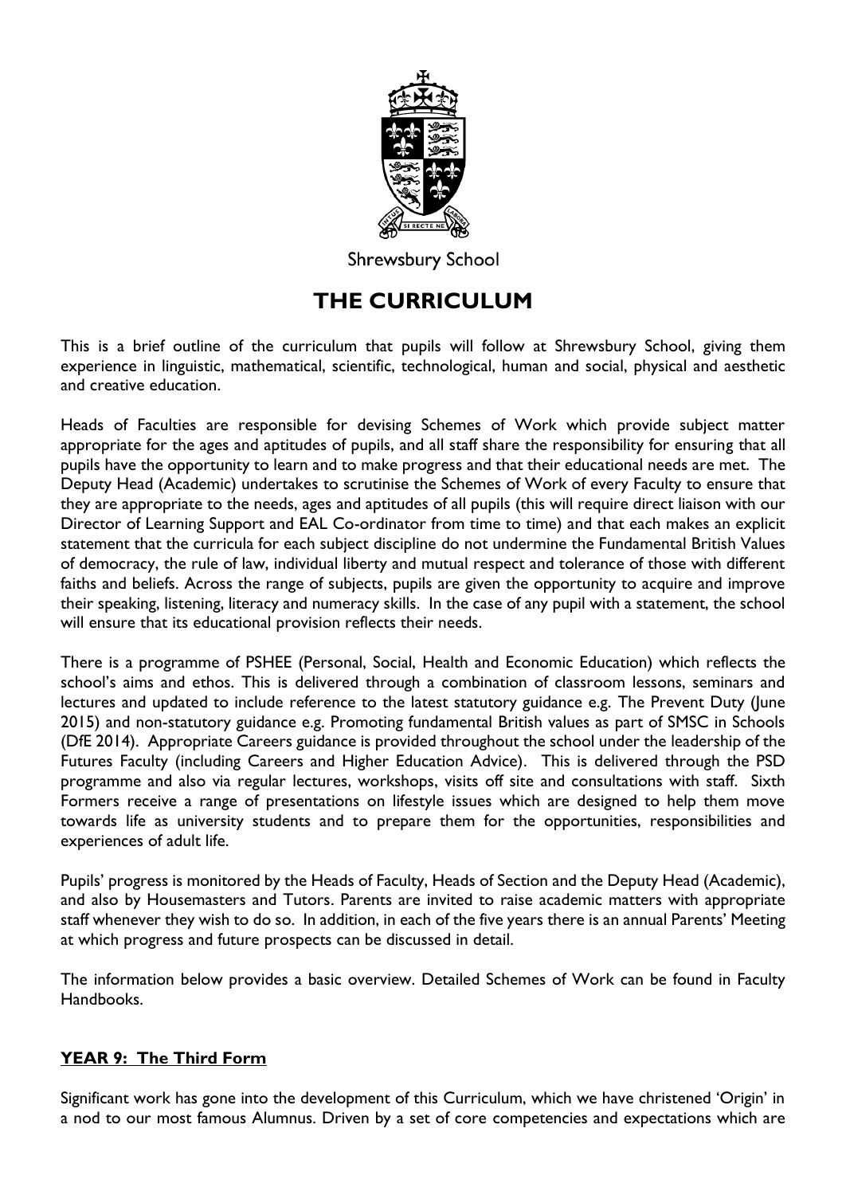Shrewsbury School

# THE CURRICULUM

This is a brief outline of the curriculum that pupils will follow at Shrewsbury School, giving them experience in linguistic, mathematical, scientific, technological, human and social, physical and aesthetic and creative education.

Heads of Faculties are responsible for devising Schemes of Work which provide subject matter appropriate for the ages and aptitudes of pupils, and all staff share the responsibility for ensuring that all pupils have the opportunity to learn and to make progress and that their educational needs are met. The Deputy Head (Academic) undertakes to scrutinise the Schemes of Work of every Faculty to ensure that they are appropriate to the needs, ages and aptitudes of all pupils (this will require direct liaison with our Director of Learning Support and EAL Co-ordinator from time to time) and that each makes an explicit statement that the curricula for each subject discipline do not undermine the Fundamental British Values of democracy, the rule of law, individual liberty and mutual respect and tolerance of those with different faiths and beliefs. Across the range of subjects, pupils are given the opportunity to acquire and improve their speaking, listening, literacy and numeracy skills. In the case of any pupil with a statement, the school will ensure that its educational provision reflects their needs.

There is a programme of PSHEE (Personal, Social, Health and Economic Education) which reflects the school's aims and ethos. This is delivered through a combination of classroom lessons, seminars and lectures and updated to include reference to the latest statutory guidance e.g. The Prevent Duty (June 2015) and non-statutory guidance e.g. Promoting fundamental British values as part of SMSC in Schools (DfE 2014). Appropriate Careers guidance is provided throughout the school under the leadership of the Futures Faculty (including Careers and Higher Education Advice). This is delivered through the PSD programme and also via regular lectures, workshops, visits off site and consultations with staff. Sixth Formers receive a range of presentations on lifestyle issues which are designed to help them move towards life as university students and to prepare them for the opportunities, responsibilities and experiences of adult life.

Pupils' progress is monitored by the Heads of Faculty, Heads of Section and the Deputy Head (Academic), and also by Housemasters and Tutors. Parents are invited to raise academic matters with appropriate staff whenever they wish to do so. In addition, in each of the five years there is an annual Parents' Meeting at which progress and future prospects can be discussed in detail.

The information below provides a basic overview. Detailed Schemes of Work can be found in Faculty Handbooks.

## YEAR 9: The Third Form

Significant work has gone into the development of this Curriculum, which we have christened 'Origin' in a nod to our most famous Alumnus. Driven by a set of core competencies and expectations which are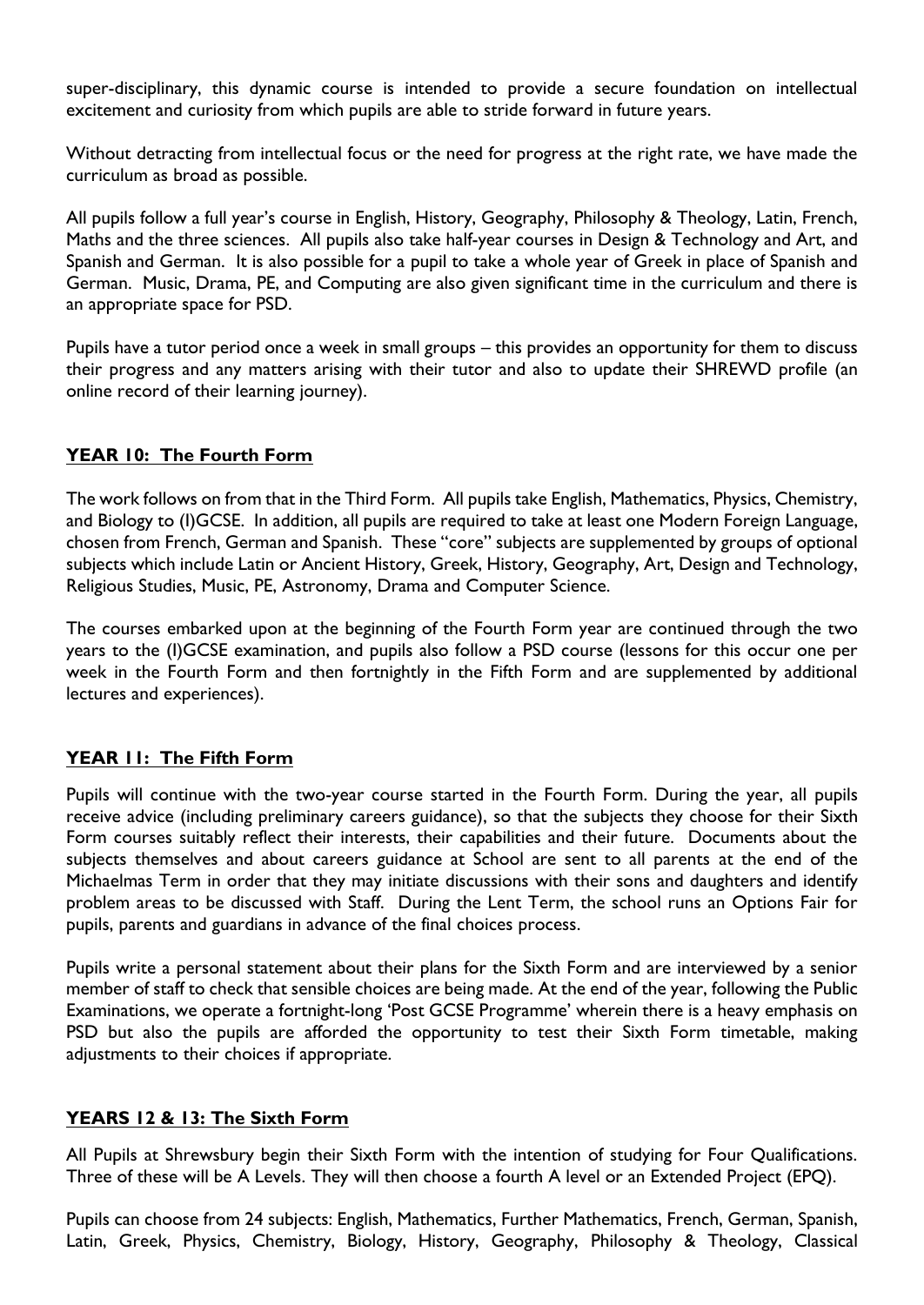super-disciplinary, this dynamic course is intended to provide a secure foundation on intellectual excitement and curiosity from which pupils are able to stride forward in future years.

Without detracting from intellectual focus or the need for progress at the right rate, we have made the curriculum as broad as possible.

All pupils follow a full year's course in English, History, Geography, Philosophy & Theology, Latin, French, Maths and the three sciences. All pupils also take half-year courses in Design & Technology and Art, and Spanish and German. It is also possible for a pupil to take a whole year of Greek in place of Spanish and German. Music, Drama, PE, and Computing are also given significant time in the curriculum and there is an appropriate space for PSD.

Pupils have a tutor period once a week in small groups – this provides an opportunity for them to discuss their progress and any matters arising with their tutor and also to update their SHREWD profile (an online record of their learning journey).

## YEAR 10: The Fourth Form

The work follows on from that in the Third Form. All pupils take English, Mathematics, Physics, Chemistry, and Biology to (I)GCSE. In addition, all pupils are required to take at least one Modern Foreign Language, chosen from French, German and Spanish. These "core" subjects are supplemented by groups of optional subjects which include Latin or Ancient History, Greek, History, Geography, Art, Design and Technology, Religious Studies, Music, PE, Astronomy, Drama and Computer Science.

The courses embarked upon at the beginning of the Fourth Form year are continued through the two years to the (I)GCSE examination, and pupils also follow a PSD course (lessons for this occur one per week in the Fourth Form and then fortnightly in the Fifth Form and are supplemented by additional lectures and experiences).

## YEAR 11: The Fifth Form

Pupils will continue with the two-year course started in the Fourth Form. During the year, all pupils receive advice (including preliminary careers guidance), so that the subjects they choose for their Sixth Form courses suitably reflect their interests, their capabilities and their future. Documents about the subjects themselves and about careers guidance at School are sent to all parents at the end of the Michaelmas Term in order that they may initiate discussions with their sons and daughters and identify problem areas to be discussed with Staff. During the Lent Term, the school runs an Options Fair for pupils, parents and guardians in advance of the final choices process.

Pupils write a personal statement about their plans for the Sixth Form and are interviewed by a senior member of staff to check that sensible choices are being made. At the end of the year, following the Public Examinations, we operate a fortnight-long 'Post GCSE Programme' wherein there is a heavy emphasis on PSD but also the pupils are afforded the opportunity to test their Sixth Form timetable, making adjustments to their choices if appropriate.

## YEARS 12 & 13: The Sixth Form

All Pupils at Shrewsbury begin their Sixth Form with the intention of studying for Four Qualifications. Three of these will be A Levels. They will then choose a fourth A level or an Extended Project (EPQ).

Pupils can choose from 24 subjects: English, Mathematics, Further Mathematics, French, German, Spanish, Latin, Greek, Physics, Chemistry, Biology, History, Geography, Philosophy & Theology, Classical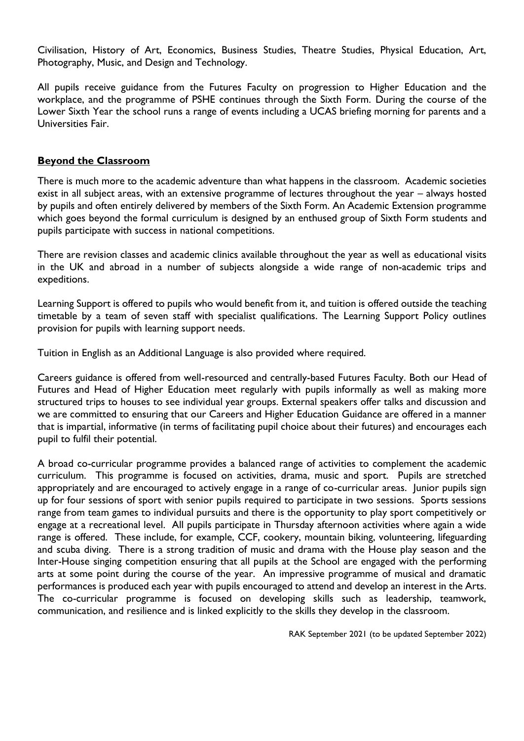Civilisation, History of Art, Economics, Business Studies, Theatre Studies, Physical Education, Art, Photography, Music, and Design and Technology.

All pupils receive guidance from the Futures Faculty on progression to Higher Education and the workplace, and the programme of PSHE continues through the Sixth Form. During the course of the Lower Sixth Year the school runs a range of events including a UCAS briefing morning for parents and a Universities Fair.

## **Beyond the Classroom**

There is much more to the academic adventure than what happens in the classroom. Academic societies exist in all subject areas, with an extensive programme of lectures throughout the year – always hosted by pupils and often entirely delivered by members of the Sixth Form. An Academic Extension programme which goes beyond the formal curriculum is designed by an enthused group of Sixth Form students and pupils participate with success in national competitions.

There are revision classes and academic clinics available throughout the year as well as educational visits in the UK and abroad in a number of subjects alongside a wide range of non-academic trips and expeditions.

Learning Support is offered to pupils who would benefit from it, and tuition is offered outside the teaching timetable by a team of seven staff with specialist qualifications. The Learning Support Policy outlines provision for pupils with learning support needs.

Tuition in English as an Additional Language is also provided where required.

Careers guidance is offered from well-resourced and centrally-based Futures Faculty. Both our Head of Futures and Head of Higher Education meet regularly with pupils informally as well as making more structured trips to houses to see individual year groups. External speakers offer talks and discussion and we are committed to ensuring that our Careers and Higher Education Guidance are offered in a manner that is impartial, informative (in terms of facilitating pupil choice about their futures) and encourages each pupil to fulfil their potential.

A broad co-curricular programme provides a balanced range of activities to complement the academic curriculum. This programme is focused on activities, drama, music and sport. Pupils are stretched appropriately and are encouraged to actively engage in a range of co-curricular areas. Junior pupils sign up for four sessions of sport with senior pupils required to participate in two sessions. Sports sessions range from team games to individual pursuits and there is the opportunity to play sport competitively or engage at a recreational level. All pupils participate in Thursday afternoon activities where again a wide range is offered. These include, for example, CCF, cookery, mountain biking, volunteering, lifeguarding and scuba diving. There is a strong tradition of music and drama with the House play season and the Inter-House singing competition ensuring that all pupils at the School are engaged with the performing arts at some point during the course of the year. An impressive programme of musical and dramatic performances is produced each year with pupils encouraged to attend and develop an interest in the Arts. The co-curricular programme is focused on developing skills such as leadership, teamwork, communication, and resilience and is linked explicitly to the skills they develop in the classroom.

RAK September 2021 (to be updated September 2022)